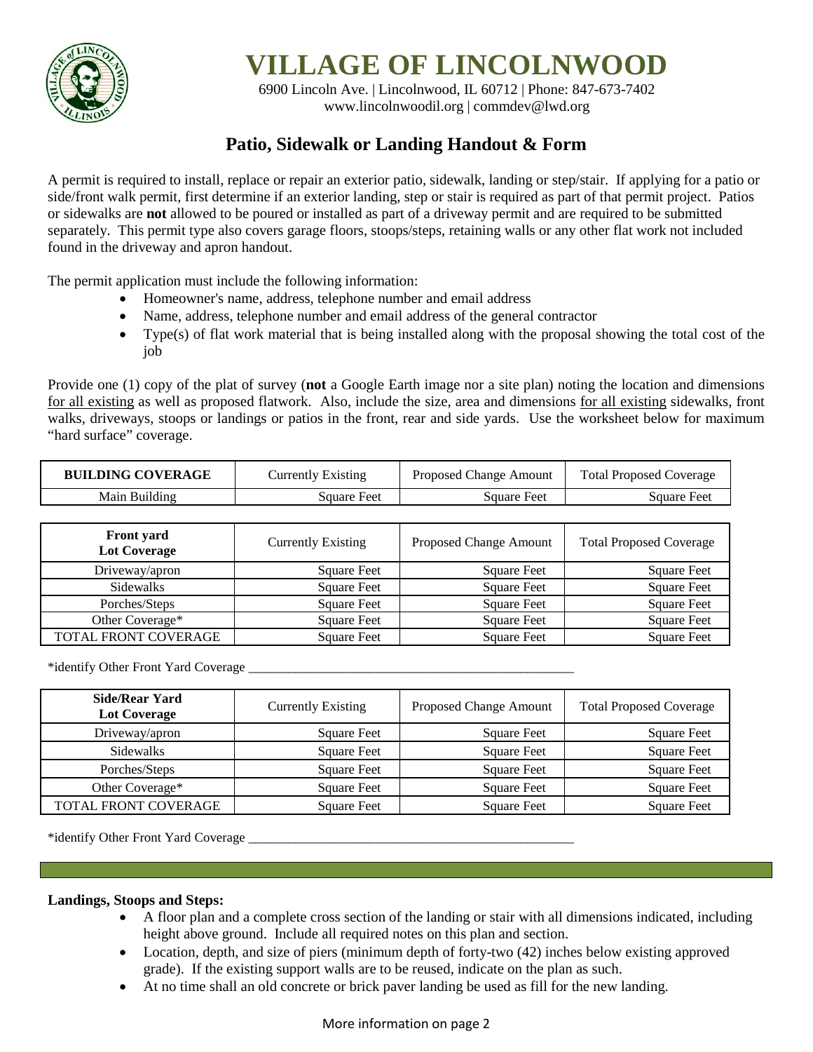# VILLAGE OF LINCOLNWOOD

6900 Lincoln Ave. | Lincolnwood, IL 60712 | Phone: 847-673-7402
www.lincolnwoodil.org | commdev@lwd.org

## Patio, Sidewalk or Landing Handout & Form

A permit is required to install, replace or repair an exterior patio, sidewalk, landing or step/stair. If applying for a patio or side/front walk permit, first determine if an exterior landing, step or stair is required as part of that permit project. Patios or sidewalks are **not** allowed to be poured or installed as part of a driveway permit and are required to be submitted separately. This permit type also covers garage floors, stoops/steps, retaining walls or any other flat work not included found in the driveway and apron handout.

The permit application must include the following information:

- Homeowner's name, address, telephone number and email address
- Name, address, telephone number and email address of the general contractor
- Type(s) of flat work material that is being installed along with the proposal showing the total cost of the job

Provide one (1) copy of the plat of survey (**not** a Google Earth image nor a site plan) noting the location and dimensions for all existing as well as proposed flatwork. Also, include the size, area and dimensions for all existing sidewalks, front walks, driveways, stoops or landings or patios in the front, rear and side yards. Use the worksheet below for maximum "hard surface" coverage.

| **BUILDING COVERAGE** | Currently Existing | Proposed Change Amount | Total Proposed Coverage |
|---|---|---|---|
| Main Building | Square Feet | Square Feet | Square Feet |

| **Front yard Lot Coverage** | Currently Existing | Proposed Change Amount | Total Proposed Coverage |
|---|---|---|---|
| Driveway/apron | Square Feet | Square Feet | Square Feet |
| Sidewalks | Square Feet | Square Feet | Square Feet |
| Porches/Steps | Square Feet | Square Feet | Square Feet |
| Other Coverage* | Square Feet | Square Feet | Square Feet |
| TOTAL FRONT COVERAGE | Square Feet | Square Feet | Square Feet |

*identify Other Front Yard Coverage ___________________________________________________

| **Side/Rear Yard Lot Coverage** | Currently Existing | Proposed Change Amount | Total Proposed Coverage |
|---|---|---|---|
| Driveway/apron | Square Feet | Square Feet | Square Feet |
| Sidewalks | Square Feet | Square Feet | Square Feet |
| Porches/Steps | Square Feet | Square Feet | Square Feet |
| Other Coverage* | Square Feet | Square Feet | Square Feet |
| TOTAL FRONT COVERAGE | Square Feet | Square Feet | Square Feet |

*identify Other Front Yard Coverage ___________________________________________________

**Landings, Stoops and Steps:**

- A floor plan and a complete cross section of the landing or stair with all dimensions indicated, including height above ground. Include all required notes on this plan and section.
- Location, depth, and size of piers (minimum depth of forty-two (42) inches below existing approved grade). If the existing support walls are to be reused, indicate on the plan as such.
- At no time shall an old concrete or brick paver landing be used as fill for the new landing.

More information on page 2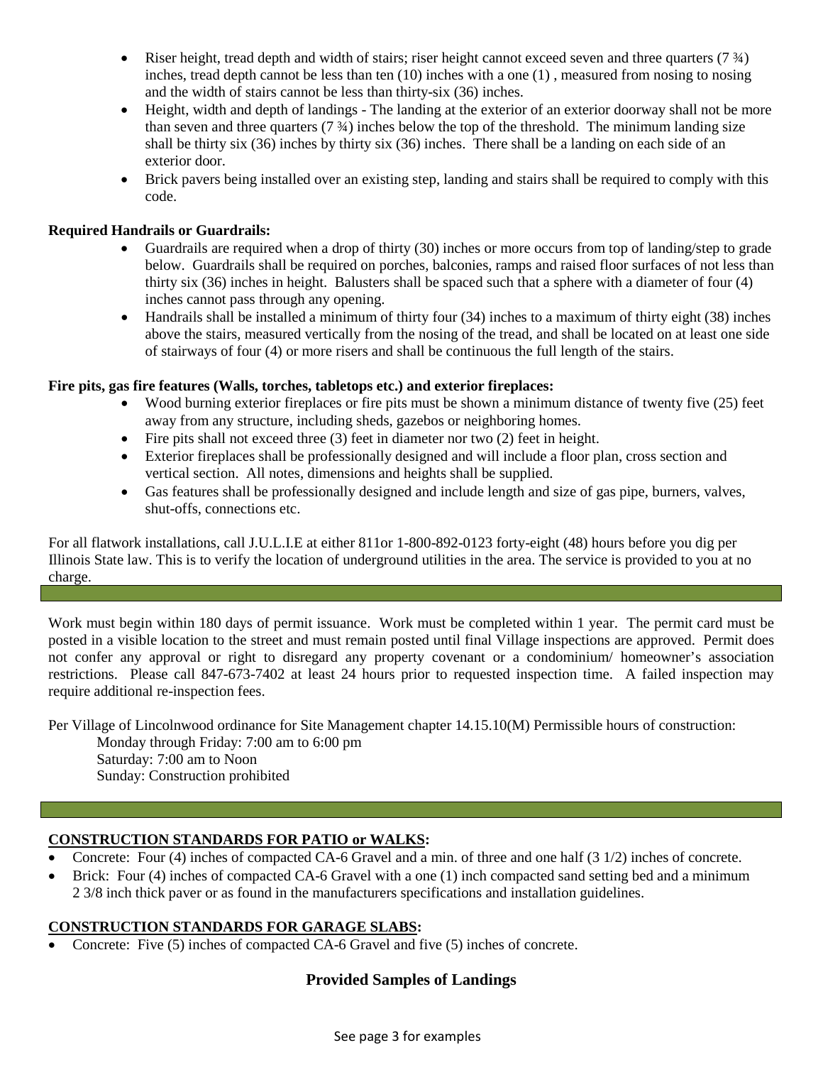- Riser height, tread depth and width of stairs; riser height cannot exceed seven and three quarters (7 ¾) inches, tread depth cannot be less than ten (10) inches with a one (1) , measured from nosing to nosing and the width of stairs cannot be less than thirty-six (36) inches.
- Height, width and depth of landings - The landing at the exterior of an exterior doorway shall not be more than seven and three quarters (7 ¾) inches below the top of the threshold. The minimum landing size shall be thirty six (36) inches by thirty six (36) inches. There shall be a landing on each side of an exterior door.
- Brick pavers being installed over an existing step, landing and stairs shall be required to comply with this code.

**Required Handrails or Guardrails:**

- Guardrails are required when a drop of thirty (30) inches or more occurs from top of landing/step to grade below. Guardrails shall be required on porches, balconies, ramps and raised floor surfaces of not less than thirty six (36) inches in height. Balusters shall be spaced such that a sphere with a diameter of four (4) inches cannot pass through any opening.
- Handrails shall be installed a minimum of thirty four (34) inches to a maximum of thirty eight (38) inches above the stairs, measured vertically from the nosing of the tread, and shall be located on at least one side of stairways of four (4) or more risers and shall be continuous the full length of the stairs.

**Fire pits, gas fire features (Walls, torches, tabletops etc.) and exterior fireplaces:**

- Wood burning exterior fireplaces or fire pits must be shown a minimum distance of twenty five (25) feet away from any structure, including sheds, gazebos or neighboring homes.
- Fire pits shall not exceed three (3) feet in diameter nor two (2) feet in height.
- Exterior fireplaces shall be professionally designed and will include a floor plan, cross section and vertical section. All notes, dimensions and heights shall be supplied.
- Gas features shall be professionally designed and include length and size of gas pipe, burners, valves, shut-offs, connections etc.

For all flatwork installations, call J.U.L.I.E at either 811or 1-800-892-0123 forty-eight (48) hours before you dig per Illinois State law. This is to verify the location of underground utilities in the area. The service is provided to you at no charge.

Work must begin within 180 days of permit issuance. Work must be completed within 1 year. The permit card must be posted in a visible location to the street and must remain posted until final Village inspections are approved. Permit does not confer any approval or right to disregard any property covenant or a condominium/ homeowner's association restrictions. Please call 847-673-7402 at least 24 hours prior to requested inspection time. A failed inspection may require additional re-inspection fees.

Per Village of Lincolnwood ordinance for Site Management chapter 14.15.10(M) Permissible hours of construction:

Monday through Friday: 7:00 am to 6:00 pm
Saturday: 7:00 am to Noon
Sunday: Construction prohibited

**CONSTRUCTION STANDARDS FOR PATIO or WALKS:**

- Concrete: Four (4) inches of compacted CA-6 Gravel and a min. of three and one half (3 1/2) inches of concrete.
- Brick: Four (4) inches of compacted CA-6 Gravel with a one (1) inch compacted sand setting bed and a minimum 2 3/8 inch thick paver or as found in the manufacturers specifications and installation guidelines.

**CONSTRUCTION STANDARDS FOR GARAGE SLABS:**

- Concrete: Five (5) inches of compacted CA-6 Gravel and five (5) inches of concrete.

## Provided Samples of Landings

See page 3 for examples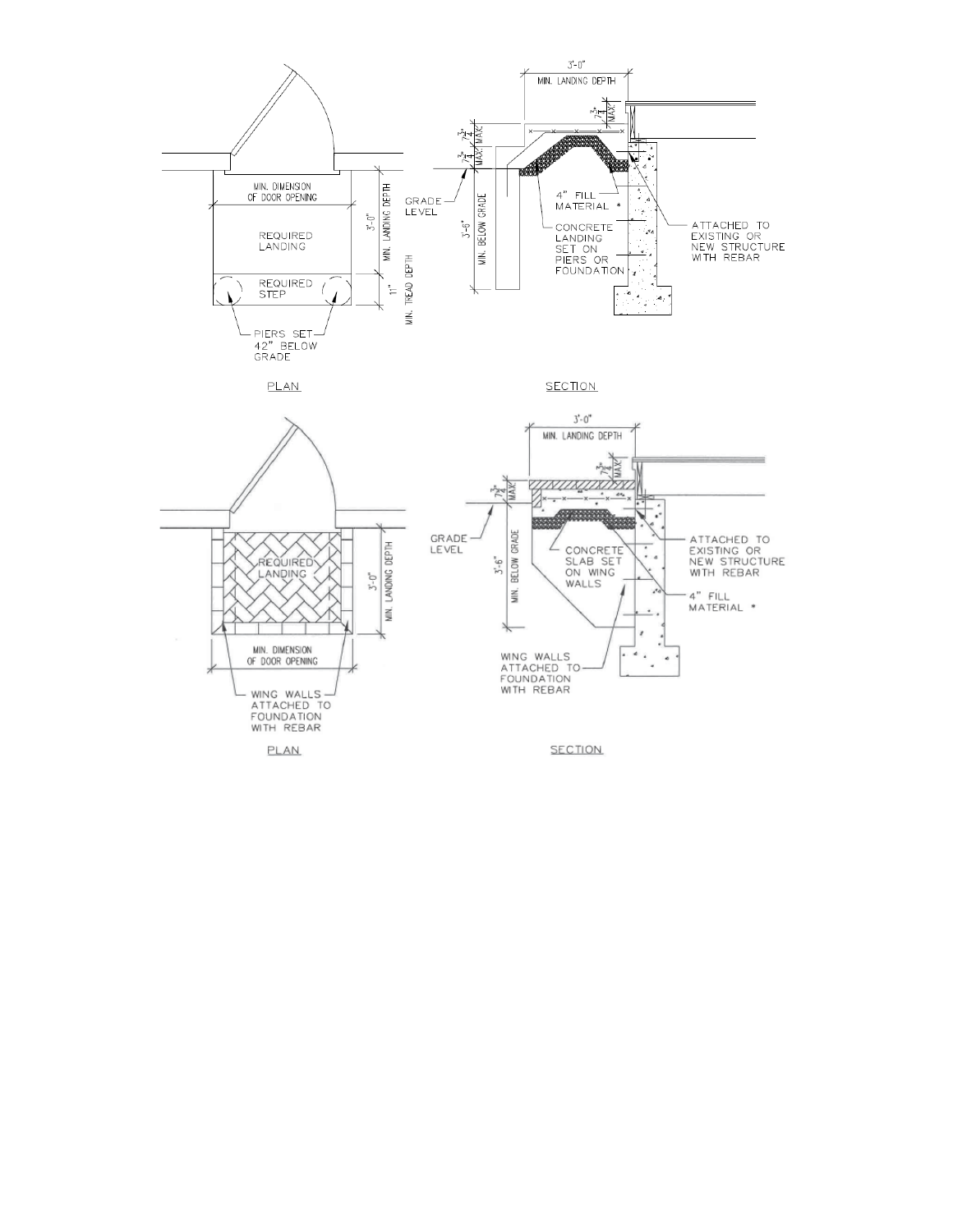MIN. DIMENSION OF DOOR OPENING

REQUIRED LANDING

REQUIRED STEP

3'-0" MIN. LANDING DEPTH

11" MIN. TREAD DEPTH

PIERS SET 42" BELOW GRADE

PLAN

3'-0"

MIN. LANDING DEPTH

7 3/4" MAX.

7 3/4" MAX.

7 3/4" MAX.

GRADE LEVEL

3'-6" MIN. BELOW GRADE

4" FILL MATERIAL *

CONCRETE LANDING SET ON PIERS OR FOUNDATION

ATTACHED TO EXISTING OR NEW STRUCTURE WITH REBAR

SECTION

REQUIRED LANDING

3'-0" MIN. LANDING DEPTH

MIN. DIMENSION OF DOOR OPENING

WING WALLS ATTACHED TO FOUNDATION WITH REBAR

PLAN

3'-0"

MIN. LANDING DEPTH

7 3/4" MAX.

7 3/4" MAX.

GRADE LEVEL

3'-6" MIN. BELOW GRADE

CONCRETE SLAB SET ON WING WALLS

ATTACHED TO EXISTING OR NEW STRUCTURE WITH REBAR

4" FILL MATERIAL *

WING WALLS ATTACHED TO FOUNDATION WITH REBAR

SECTION